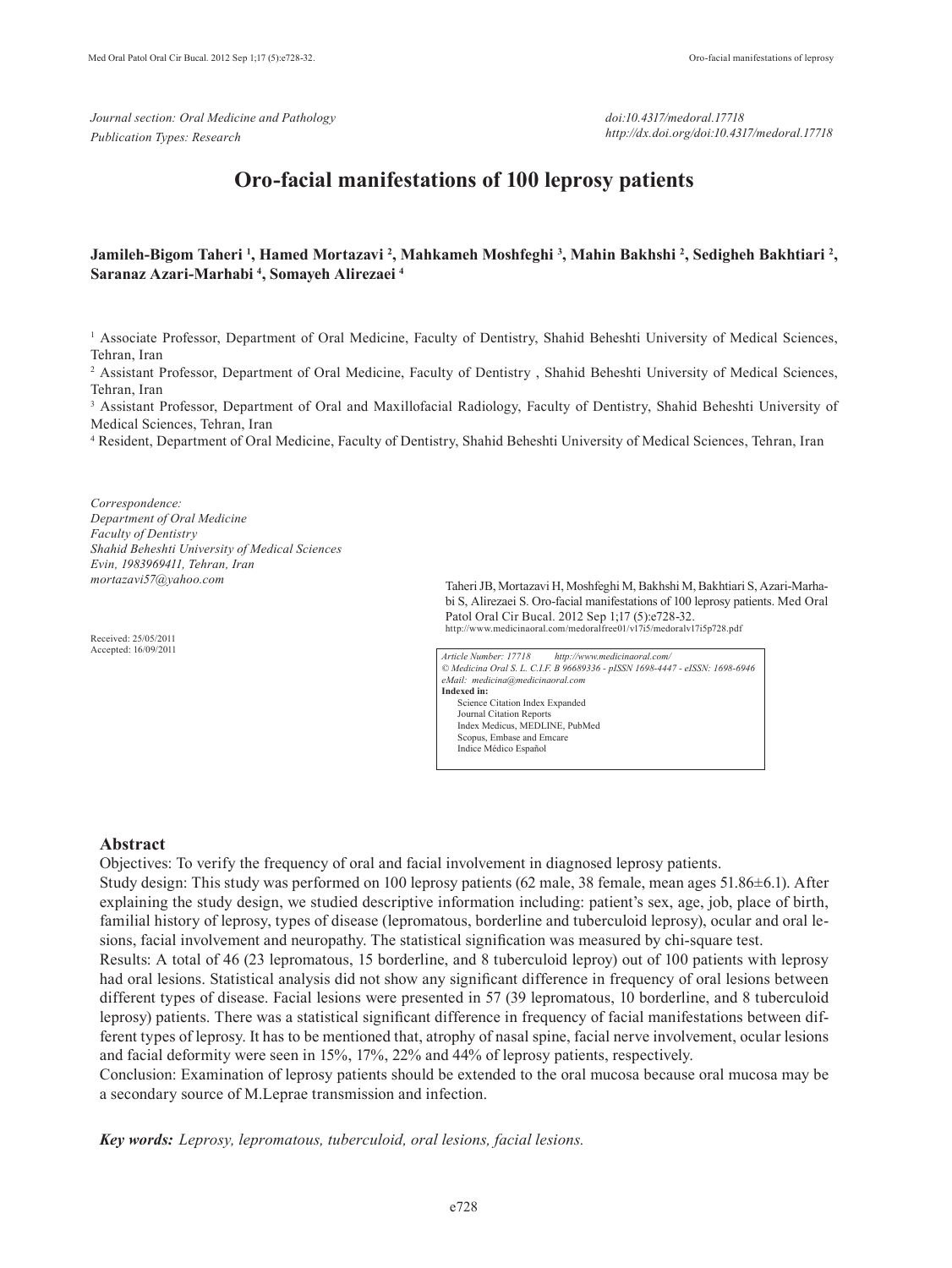*Journal section: Oral Medicine and Pathology*
*Publication Types: Research*

*doi:10.4317/medoral.17718*
*http://dx.doi.org/doi:10.4317/medoral.17718*

# Oro-facial manifestations of 100 leprosy patients

**Jamileh-Bigom Taheri [1], Hamed Mortazavi [2], Mahkameh Moshfeghi [3], Mahin Bakhshi [2], Sedigheh Bakhtiari [2], Saranaz Azari-Marhabi [4], Somayeh Alirezaei [4]**

[1] Associate Professor, Department of Oral Medicine, Faculty of Dentistry, Shahid Beheshti University of Medical Sciences, Tehran, Iran
[2] Assistant Professor, Department of Oral Medicine, Faculty of Dentistry , Shahid Beheshti University of Medical Sciences, Tehran, Iran
[3] Assistant Professor, Department of Oral and Maxillofacial Radiology, Faculty of Dentistry, Shahid Beheshti University of Medical Sciences, Tehran, Iran
[4] Resident, Department of Oral Medicine, Faculty of Dentistry, Shahid Beheshti University of Medical Sciences, Tehran, Iran

*Correspondence:*
*Department of Oral Medicine*
*Faculty of Dentistry*
*Shahid Beheshti University of Medical Sciences*
*Evin, 1983969411, Tehran, Iran*
*mortazavi57@yahoo.com*

Received: 25/05/2011
Accepted: 16/09/2011

Taheri JB, Mortazavi H, Moshfeghi M, Bakhshi M, Bakhtiari S, Azari-Marhabi S, Alirezaei S. Oro-facial manifestations of 100 leprosy patients. Med Oral Patol Oral Cir Bucal. 2012 Sep 1;17 (5):e728-32.
http://www.medicinaoral.com/medoralfree01/v17i5/medoralv17i5p728.pdf

*Article Number: 17718 http://www.medicinaoral.com/*
*© Medicina Oral S. L. C.I.F. B 96689336 - pISSN 1698-4447 - eISSN: 1698-6946*
*eMail: medicina@medicinaoral.com*
**Indexed in:**
Science Citation Index Expanded
Journal Citation Reports
Index Medicus, MEDLINE, PubMed
Scopus, Embase and Emcare
Indice Médico Español

## Abstract

Objectives: To verify the frequency of oral and facial involvement in diagnosed leprosy patients.

Study design: This study was performed on 100 leprosy patients (62 male, 38 female, mean ages 51.86±6.1). After explaining the study design, we studied descriptive information including: patient's sex, age, job, place of birth, familial history of leprosy, types of disease (lepromatous, borderline and tuberculoid leprosy), ocular and oral lesions, facial involvement and neuropathy. The statistical signification was measured by chi-square test.

Results: A total of 46 (23 lepromatous, 15 borderline, and 8 tuberculoid leproy) out of 100 patients with leprosy had oral lesions. Statistical analysis did not show any significant difference in frequency of oral lesions between different types of disease. Facial lesions were presented in 57 (39 lepromatous, 10 borderline, and 8 tuberculoid leprosy) patients. There was a statistical significant difference in frequency of facial manifestations between different types of leprosy. It has to be mentioned that, atrophy of nasal spine, facial nerve involvement, ocular lesions and facial deformity were seen in 15%, 17%, 22% and 44% of leprosy patients, respectively.

Conclusion: Examination of leprosy patients should be extended to the oral mucosa because oral mucosa may be a secondary source of M.Leprae transmission and infection.

***Key words:*** *Leprosy, lepromatous, tuberculoid, oral lesions, facial lesions.*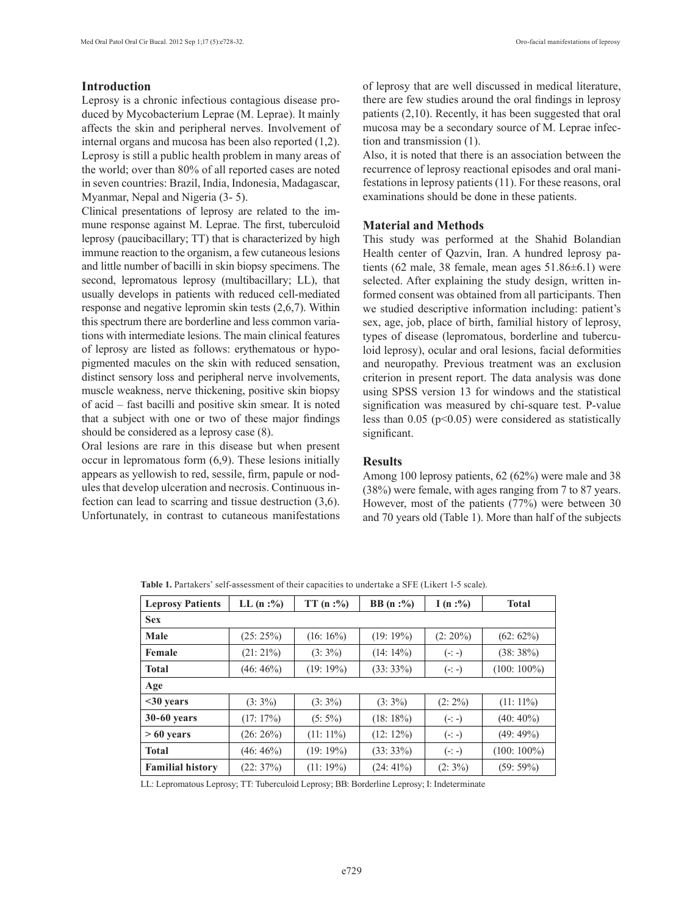## Introduction

Leprosy is a chronic infectious contagious disease produced by Mycobacterium Leprae (M. Leprae). It mainly affects the skin and peripheral nerves. Involvement of internal organs and mucosa has been also reported (1,2). Leprosy is still a public health problem in many areas of the world; over than 80% of all reported cases are noted in seven countries: Brazil, India, Indonesia, Madagascar, Myanmar, Nepal and Nigeria (3- 5).

Clinical presentations of leprosy are related to the immune response against M. Leprae. The first, tuberculoid leprosy (paucibacillary; TT) that is characterized by high immune reaction to the organism, a few cutaneous lesions and little number of bacilli in skin biopsy specimens. The second, lepromatous leprosy (multibacillary; LL), that usually develops in patients with reduced cell-mediated response and negative lepromin skin tests (2,6,7). Within this spectrum there are borderline and less common variations with intermediate lesions. The main clinical features of leprosy are listed as follows: erythematous or hypopigmented macules on the skin with reduced sensation, distinct sensory loss and peripheral nerve involvements, muscle weakness, nerve thickening, positive skin biopsy of acid – fast bacilli and positive skin smear. It is noted that a subject with one or two of these major findings should be considered as a leprosy case (8).

Oral lesions are rare in this disease but when present occur in lepromatous form (6,9). These lesions initially appears as yellowish to red, sessile, firm, papule or nodules that develop ulceration and necrosis. Continuous infection can lead to scarring and tissue destruction (3,6). Unfortunately, in contrast to cutaneous manifestations of leprosy that are well discussed in medical literature, there are few studies around the oral findings in leprosy patients (2,10). Recently, it has been suggested that oral mucosa may be a secondary source of M. Leprae infection and transmission (1).

Also, it is noted that there is an association between the recurrence of leprosy reactional episodes and oral manifestations in leprosy patients (11). For these reasons, oral examinations should be done in these patients.

## Material and Methods

This study was performed at the Shahid Bolandian Health center of Qazvin, Iran. A hundred leprosy patients (62 male, 38 female, mean ages 51.86±6.1) were selected. After explaining the study design, written informed consent was obtained from all participants. Then we studied descriptive information including: patient's sex, age, job, place of birth, familial history of leprosy, types of disease (lepromatous, borderline and tuberculoid leprosy), ocular and oral lesions, facial deformities and neuropathy. Previous treatment was an exclusion criterion in present report. The data analysis was done using SPSS version 13 for windows and the statistical signification was measured by chi-square test. P-value less than 0.05 ($p<0.05$) were considered as statistically significant.

## Results

Among 100 leprosy patients, 62 (62%) were male and 38 (38%) were female, with ages ranging from 7 to 87 years. However, most of the patients (77%) were between 30 and 70 years old (Table 1). More than half of the subjects

**Table 1.** Partakers' self-assessment of their capacities to undertake a SFE (Likert 1-5 scale).

| Leprosy Patients | LL (n :%) | TT (n :%) | BB (n :%) | I (n :%) | Total |
|---|---|---|---|---|---|
| **Sex** | | | | | |
| **Male** | (25: 25%) | (16: 16%) | (19: 19%) | (2: 20%) | (62: 62%) |
| **Female** | (21: 21%) | (3: 3%) | (14: 14%) | (-: -) | (38: 38%) |
| **Total** | (46: 46%) | (19: 19%) | (33: 33%) | (-: -) | (100: 100%) |
| **Age** | | | | | |
| **<30 years** | (3: 3%) | (3: 3%) | (3: 3%) | (2: 2%) | (11: 11%) |
| **30-60 years** | (17: 17%) | (5: 5%) | (18: 18%) | (-: -) | (40: 40%) |
| **> 60 years** | (26: 26%) | (11: 11%) | (12: 12%) | (-: -) | (49: 49%) |
| **Total** | (46: 46%) | (19: 19%) | (33: 33%) | (-: -) | (100: 100%) |
| **Familial history** | (22: 37%) | (11: 19%) | (24: 41%) | (2: 3%) | (59: 59%) |

LL: Lepromatous Leprosy; TT: Tuberculoid Leprosy; BB: Borderline Leprosy; I: Indeterminate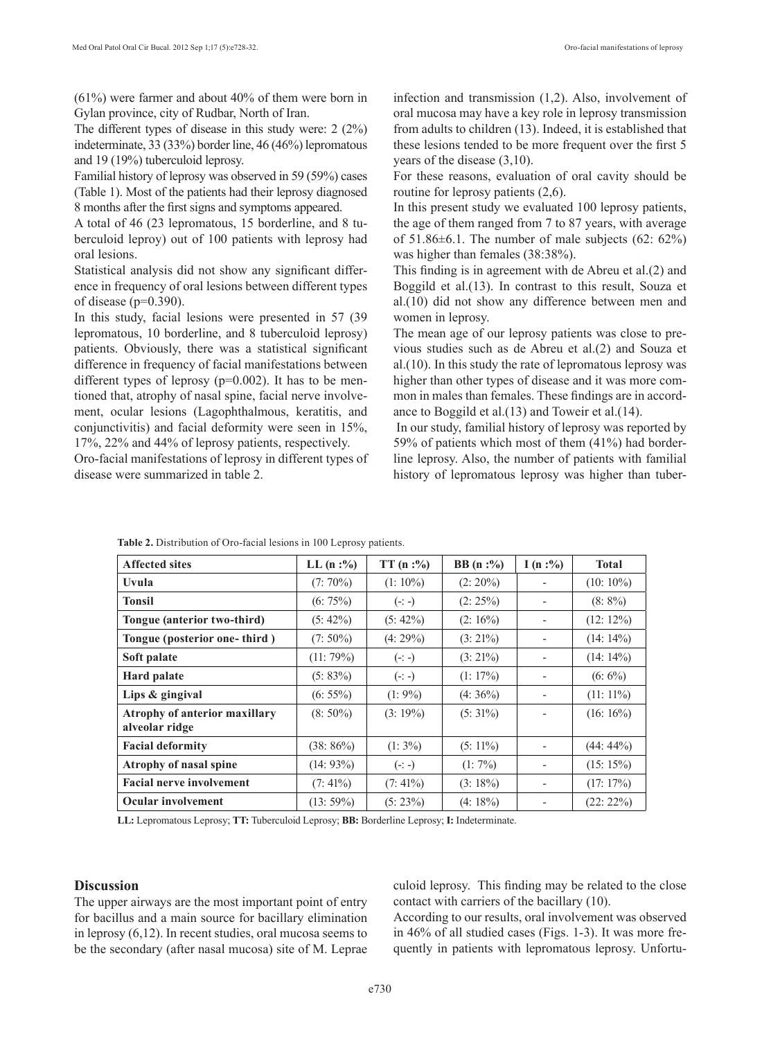(61%) were farmer and about 40% of them were born in Gylan province, city of Rudbar, North of Iran.

The different types of disease in this study were: 2 (2%) indeterminate, 33 (33%) border line, 46 (46%) lepromatous and 19 (19%) tuberculoid leprosy.

Familial history of leprosy was observed in 59 (59%) cases (Table 1). Most of the patients had their leprosy diagnosed 8 months after the first signs and symptoms appeared.

A total of 46 (23 lepromatous, 15 borderline, and 8 tuberculoid leproy) out of 100 patients with leprosy had oral lesions.

Statistical analysis did not show any significant difference in frequency of oral lesions between different types of disease (p=0.390).

In this study, facial lesions were presented in 57 (39 lepromatous, 10 borderline, and 8 tuberculoid leprosy) patients. Obviously, there was a statistical significant difference in frequency of facial manifestations between different types of leprosy (p=0.002). It has to be mentioned that, atrophy of nasal spine, facial nerve involvement, ocular lesions (Lagophthalmous, keratitis, and conjunctivitis) and facial deformity were seen in 15%, 17%, 22% and 44% of leprosy patients, respectively.

Oro-facial manifestations of leprosy in different types of disease were summarized in table 2.

infection and transmission (1,2). Also, involvement of oral mucosa may have a key role in leprosy transmission from adults to children (13). Indeed, it is established that these lesions tended to be more frequent over the first 5 years of the disease (3,10).

For these reasons, evaluation of oral cavity should be routine for leprosy patients (2,6).

In this present study we evaluated 100 leprosy patients, the age of them ranged from 7 to 87 years, with average of 51.86±6.1. The number of male subjects (62: 62%) was higher than females (38:38%).

This finding is in agreement with de Abreu et al.(2) and Boggild et al.(13). In contrast to this result, Souza et al.(10) did not show any difference between men and women in leprosy.

The mean age of our leprosy patients was close to previous studies such as de Abreu et al.(2) and Souza et al.(10). In this study the rate of lepromatous leprosy was higher than other types of disease and it was more common in males than females. These findings are in accordance to Boggild et al.(13) and Toweir et al.(14).

In our study, familial history of leprosy was reported by 59% of patients which most of them (41%) had borderline leprosy. Also, the number of patients with familial history of lepromatous leprosy was higher than tuberculoid leprosy. This finding may be related to the close contact with carriers of the bacillary (10).

According to our results, oral involvement was observed in 46% of all studied cases (Figs. 1-3). It was more frequently in patients with lepromatous leprosy. Unfortu-

**Table 2.** Distribution of Oro-facial lesions in 100 Leprosy patients.

| Affected sites | LL (n :%) | TT (n :%) | BB (n :%) | I (n :%) | Total |
|---|---|---|---|---|---|
| **Uvula** | (7: 70%) | (1: 10%) | (2: 20%) | - | (10: 10%) |
| **Tonsil** | (6: 75%) | (-: -) | (2: 25%) | - | (8: 8%) |
| **Tongue (anterior two-third)** | (5: 42%) | (5: 42%) | (2: 16%) | - | (12: 12%) |
| **Tongue (posterior one- third )** | (7: 50%) | (4: 29%) | (3: 21%) | - | (14: 14%) |
| **Soft palate** | (11: 79%) | (-: -) | (3: 21%) | - | (14: 14%) |
| **Hard palate** | (5: 83%) | (-: -) | (1: 17%) | - | (6: 6%) |
| **Lips & gingival** | (6: 55%) | (1: 9%) | (4: 36%) | - | (11: 11%) |
| **Atrophy of anterior maxillary alveolar ridge** | (8: 50%) | (3: 19%) | (5: 31%) | - | (16: 16%) |
| **Facial deformity** | (38: 86%) | (1: 3%) | (5: 11%) | - | (44: 44%) |
| **Atrophy of nasal spine** | (14: 93%) | (-: -) | (1: 7%) | - | (15: 15%) |
| **Facial nerve involvement** | (7: 41%) | (7: 41%) | (3: 18%) | - | (17: 17%) |
| **Ocular involvement** | (13: 59%) | (5: 23%) | (4: 18%) | - | (22: 22%) |

**LL:** Lepromatous Leprosy; **TT:** Tuberculoid Leprosy; **BB:** Borderline Leprosy; **I:** Indeterminate.

## Discussion

The upper airways are the most important point of entry for bacillus and a main source for bacillar elimination in leprosy (6,12). In recent studies, oral mucosa seems to be the secondary (after nasal mucosa) site of M. Leprae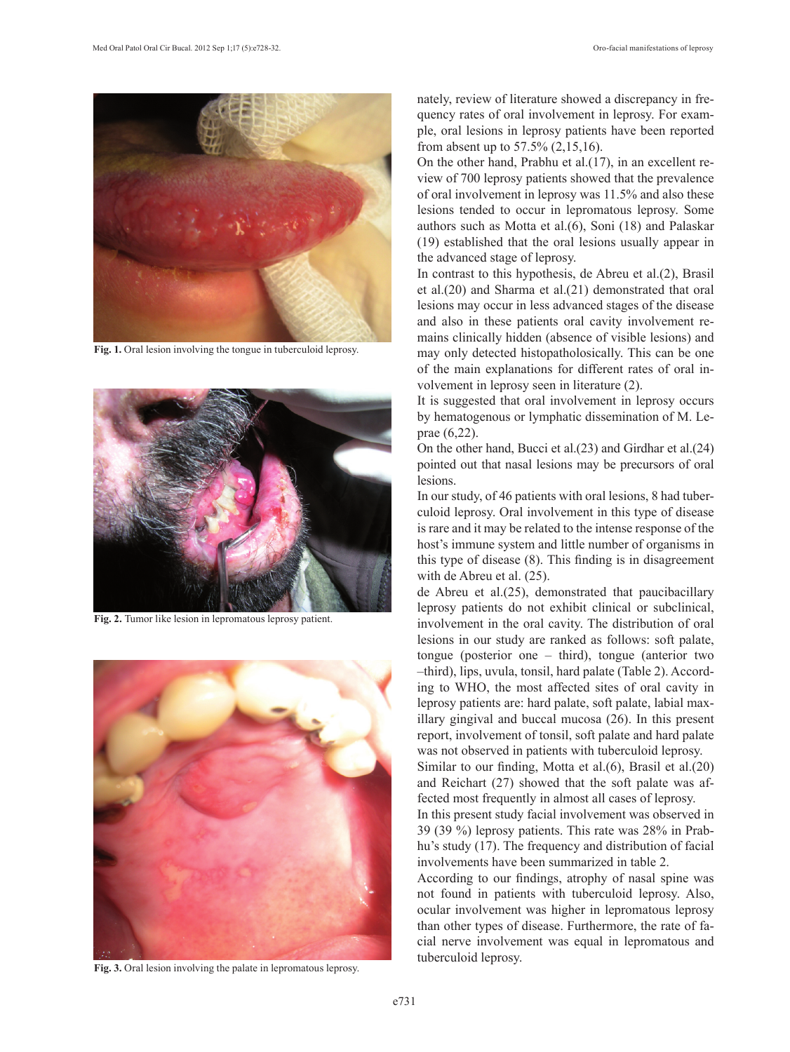Fig. 1. Oral lesion involving the tongue in tuberculoid leprosy.

Fig. 2. Tumor like lesion in lepromatous leprosy patient.

Fig. 3. Oral lesion involving the palate in lepromatous leprosy.

nately, review of literature showed a discrepancy in frequency rates of oral involvement in leprosy. For example, oral lesions in leprosy patients have been reported from absent up to 57.5% (2,15,16).

On the other hand, Prabhu et al.(17), in an excellent review of 700 leprosy patients showed that the prevalence of oral involvement in leprosy was 11.5% and also these lesions tended to occur in lepromatous leprosy. Some authors such as Motta et al.(6), Soni (18) and Palaskar (19) established that the oral lesions usually appear in the advanced stage of leprosy.

In contrast to this hypothesis, de Abreu et al.(2), Brasil et al.(20) and Sharma et al.(21) demonstrated that oral lesions may occur in less advanced stages of the disease and also in these patients oral cavity involvement remains clinically hidden (absence of visible lesions) and may only detected histopathologically. This can be one of the main explanations for different rates of oral involvement in leprosy seen in literature (2).

It is suggested that oral involvement in leprosy occurs by hematogenous or lymphatic dissemination of M. Leprae (6,22).

On the other hand, Bucci et al.(23) and Girdhar et al.(24) pointed out that nasal lesions may be precursors of oral lesions.

In our study, of 46 patients with oral lesions, 8 had tuberculoid leprosy. Oral involvement in this type of disease is rare and it may be related to the intense response of the host's immune system and little number of organisms in this type of disease (8). This finding is in disagreement with de Abreu et al. (25).

de Abreu et al.(25), demonstrated that paucibacillary leprosy patients do not exhibit clinical or subclinical, involvement in the oral cavity. The distribution of oral lesions in our study are ranked as follows: soft palate, tongue (posterior one – third), tongue (anterior two –third), lips, uvula, tonsil, hard palate (Table 2). According to WHO, the most affected sites of oral cavity in leprosy patients are: hard palate, soft palate, labial maxillary gingival and buccal mucosa (26). In this present report, involvement of tonsil, soft palate and hard palate was not observed in patients with tuberculoid leprosy.

Similar to our finding, Motta et al.(6), Brasil et al.(20) and Reichart (27) showed that the soft palate was affected most frequently in almost all cases of leprosy.

In this present study facial involvement was observed in 39 (39 %) leprosy patients. This rate was 28% in Prabhu's study (17). The frequency and distribution of facial involvements have been summarized in table 2.

According to our findings, atrophy of nasal spine was not found in patients with tuberculoid leprosy. Also, ocular involvement was higher in lepromatous leprosy than other types of disease. Furthermore, the rate of facial nerve involvement was equal in lepromatous and tuberculoid leprosy.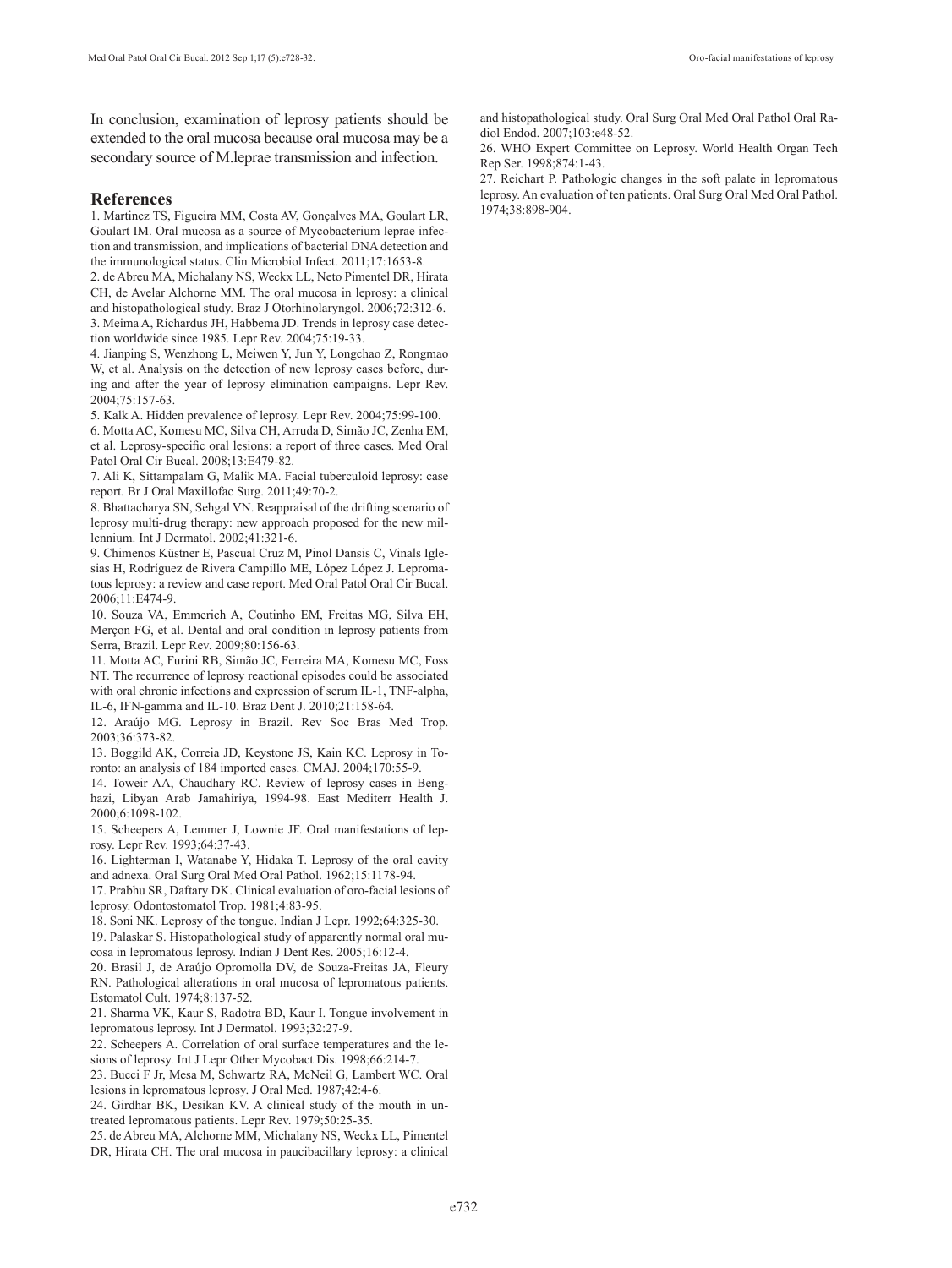In conclusion, examination of leprosy patients should be extended to the oral mucosa because oral mucosa may be a secondary source of M.leprae transmission and infection.

## References

1. Martinez TS, Figueira MM, Costa AV, Gonçalves MA, Goulart LR, Goulart IM. Oral mucosa as a source of Mycobacterium leprae infection and transmission, and implications of bacterial DNA detection and the immunological status. Clin Microbiol Infect. 2011;17:1653-8.
2. de Abreu MA, Michalany NS, Weckx LL, Neto Pimentel DR, Hirata CH, de Avelar Alchorne MM. The oral mucosa in leprosy: a clinical and histopathological study. Braz J Otorhinolaryngol. 2006;72:312-6.
3. Meima A, Richardus JH, Habbema JD. Trends in leprosy case detection worldwide since 1985. Lepr Rev. 2004;75:19-33.
4. Jianping S, Wenzhong L, Meiwen Y, Jun Y, Longchao Z, Rongmao W, et al. Analysis on the detection of new leprosy cases before, during and after the year of leprosy elimination campaigns. Lepr Rev. 2004;75:157-63.
5. Kalk A. Hidden prevalence of leprosy. Lepr Rev. 2004;75:99-100.
6. Motta AC, Komesu MC, Silva CH, Arruda D, Simão JC, Zenha EM, et al. Leprosy-specific oral lesions: a report of three cases. Med Oral Patol Oral Cir Bucal. 2008;13:E479-82.
7. Ali K, Sittampalam G, Malik MA. Facial tuberculoid leprosy: case report. Br J Oral Maxillofac Surg. 2011;49:70-2.
8. Bhattacharya SN, Sehgal VN. Reappraisal of the drifting scenario of leprosy multi-drug therapy: new approach proposed for the new millennium. Int J Dermatol. 2002;41:321-6.
9. Chimenos Küstner E, Pascual Cruz M, Pinol Dansis C, Vinals Iglesias H, Rodríguez de Rivera Campillo ME, López López J. Lepromatous leprosy: a review and case report. Med Oral Patol Oral Cir Bucal. 2006;11:E474-9.
10. Souza VA, Emmerich A, Coutinho EM, Freitas MG, Silva EH, Merçon FG, et al. Dental and oral condition in leprosy patients from Serra, Brazil. Lepr Rev. 2009;80:156-63.
11. Motta AC, Furini RB, Simão JC, Ferreira MA, Komesu MC, Foss NT. The recurrence of leprosy reactional episodes could be associated with oral chronic infections and expression of serum IL-1, TNF-alpha, IL-6, IFN-gamma and IL-10. Braz Dent J. 2010;21:158-64.
12. Araújo MG. Leprosy in Brazil. Rev Soc Bras Med Trop. 2003;36:373-82.
13. Boggild AK, Correia JD, Keystone JS, Kain KC. Leprosy in Toronto: an analysis of 184 imported cases. CMAJ. 2004;170:55-9.
14. Toweir AA, Chaudhary RC. Review of leprosy cases in Benghazi, Libyan Arab Jamahiriya, 1994-98. East Mediterr Health J. 2000;6:1098-102.
15. Scheepers A, Lemmer J, Lownie JF. Oral manifestations of leprosy. Lepr Rev. 1993;64:37-43.
16. Lighterman I, Watanabe Y, Hidaka T. Leprosy of the oral cavity and adnexa. Oral Surg Oral Med Oral Pathol. 1962;15:1178-94.
17. Prabhu SR, Daftary DK. Clinical evaluation of oro-facial lesions of leprosy. Odontostomatol Trop. 1981;4:83-95.
18. Soni NK. Leprosy of the tongue. Indian J Lepr. 1992;64:325-30.
19. Palaskar S. Histopathological study of apparently normal oral mucosa in lepromatous leprosy. Indian J Dent Res. 2005;16:12-4.
20. Brasil J, de Araújo Opromolla DV, de Souza-Freitas JA, Fleury RN. Pathological alterations in oral mucosa of lepromatous patients. Estomatol Cult. 1974;8:137-52.
21. Sharma VK, Kaur S, Radotra BD, Kaur I. Tongue involvement in lepromatous leprosy. Int J Dermatol. 1993;32:27-9.
22. Scheepers A. Correlation of oral surface temperatures and the lesions of leprosy. Int J Lepr Other Mycobact Dis. 1998;66:214-7.
23. Bucci F Jr, Mesa M, Schwartz RA, McNeil G, Lambert WC. Oral lesions in lepromatous leprosy. J Oral Med. 1987;42:4-6.
24. Girdhar BK, Desikan KV. A clinical study of the mouth in untreated lepromatous patients. Lepr Rev. 1979;50:25-35.
25. de Abreu MA, Alchorne MM, Michalany NS, Weckx LL, Pimentel DR, Hirata CH. The oral mucosa in paucibacillary leprosy: a clinical and histopathological study. Oral Surg Oral Med Oral Pathol Oral Radiol Endod. 2007;103:e48-52.
26. WHO Expert Committee on Leprosy. World Health Organ Tech Rep Ser. 1998;874:1-43.
27. Reichart P. Pathologic changes in the soft palate in lepromatous leprosy. An evaluation of ten patients. Oral Surg Oral Med Oral Pathol. 1974;38:898-904.